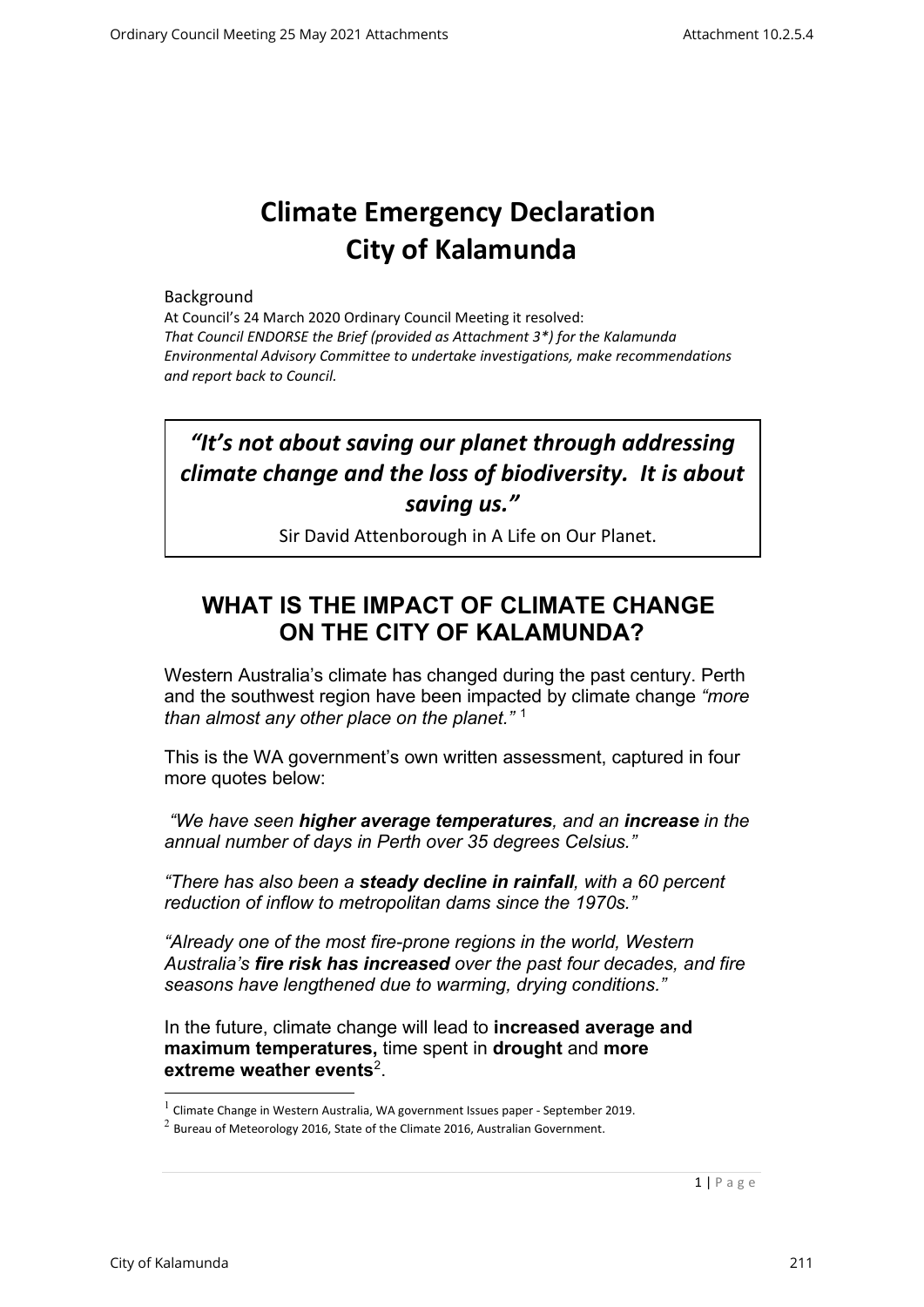# Climate Emergency Declaration
# City of Kalamunda

Background

At Council's 24 March 2020 Ordinary Council Meeting it resolved:

*That Council ENDORSE the Brief (provided as Attachment 3\*) for the Kalamunda Environmental Advisory Committee to undertake investigations, make recommendations and report back to Council.*

> ***"It's not about saving our planet through addressing climate change and the loss of biodiversity. It is about saving us."***
>
> Sir David Attenborough in A Life on Our Planet.

## WHAT IS THE IMPACT OF CLIMATE CHANGE ON THE CITY OF KALAMUNDA?

Western Australia's climate has changed during the past century. Perth and the southwest region have been impacted by climate change *"more than almost any other place on the planet."* [1]

This is the WA government's own written assessment, captured in four more quotes below:

*"We have seen **higher average temperatures**, and an **increase** in the annual number of days in Perth over 35 degrees Celsius."*

*"There has also been a **steady decline in rainfall**, with a 60 percent reduction of inflow to metropolitan dams since the 1970s."*

*"Already one of the most fire-prone regions in the world, Western Australia's **fire risk has increased** over the past four decades, and fire seasons have lengthened due to warming, drying conditions."*

In the future, climate change will lead to **increased average and maximum temperatures,** time spent in **drought** and **more extreme weather events**[2].

---

[1] Climate Change in Western Australia, WA government Issues paper - September 2019.

[2] Bureau of Meteorology 2016, State of the Climate 2016, Australian Government.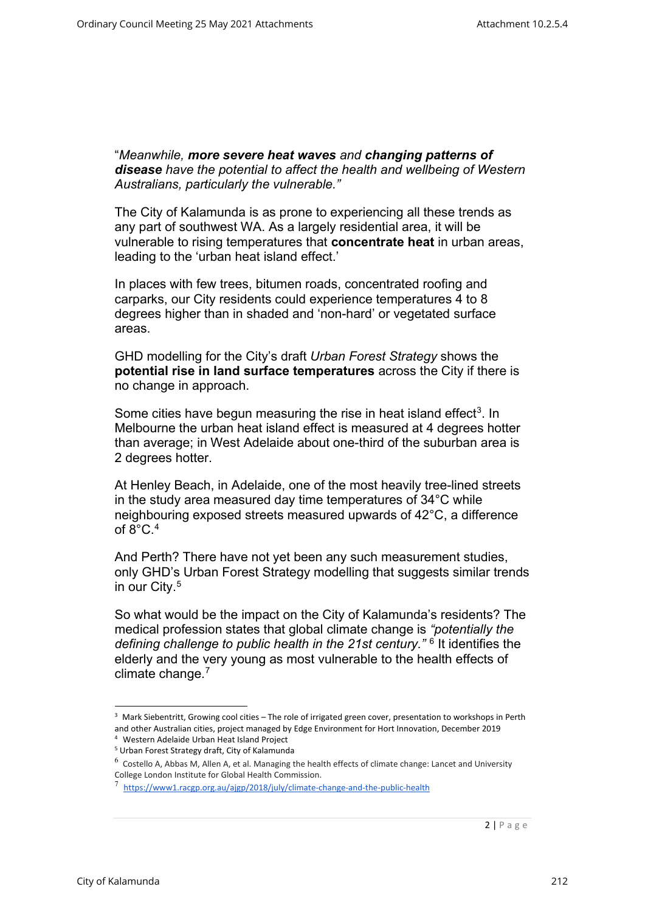"*Meanwhile, **more severe heat waves** and **changing patterns of disease** have the potential to affect the health and wellbeing of Western Australians, particularly the vulnerable."*

The City of Kalamunda is as prone to experiencing all these trends as any part of southwest WA. As a largely residential area, it will be vulnerable to rising temperatures that **concentrate heat** in urban areas, leading to the 'urban heat island effect.'

In places with few trees, bitumen roads, concentrated roofing and carparks, our City residents could experience temperatures 4 to 8 degrees higher than in shaded and 'non-hard' or vegetated surface areas.

GHD modelling for the City's draft *Urban Forest Strategy* shows the **potential rise in land surface temperatures** across the City if there is no change in approach.

Some cities have begun measuring the rise in heat island effect[3]. In Melbourne the urban heat island effect is measured at 4 degrees hotter than average; in West Adelaide about one-third of the suburban area is 2 degrees hotter.

At Henley Beach, in Adelaide, one of the most heavily tree-lined streets in the study area measured day time temperatures of 34°C while neighbouring exposed streets measured upwards of 42°C, a difference of 8°C.[4]

And Perth? There have not yet been any such measurement studies, only GHD's Urban Forest Strategy modelling that suggests similar trends in our City.[5]

So what would be the impact on the City of Kalamunda's residents? The medical profession states that global climate change is *"potentially the defining challenge to public health in the 21st century."* [6] It identifies the elderly and the very young as most vulnerable to the health effects of climate change.[7]

---

[3] Mark Siebentritt, Growing cool cities – The role of irrigated green cover, presentation to workshops in Perth and other Australian cities, project managed by Edge Environment for Hort Innovation, December 2019

[4] Western Adelaide Urban Heat Island Project

[5] Urban Forest Strategy draft, City of Kalamunda

[6] Costello A, Abbas M, Allen A, et al. Managing the health effects of climate change: Lancet and University College London Institute for Global Health Commission.

[7] https://www1.racgp.org.au/ajgp/2018/july/climate-change-and-the-public-health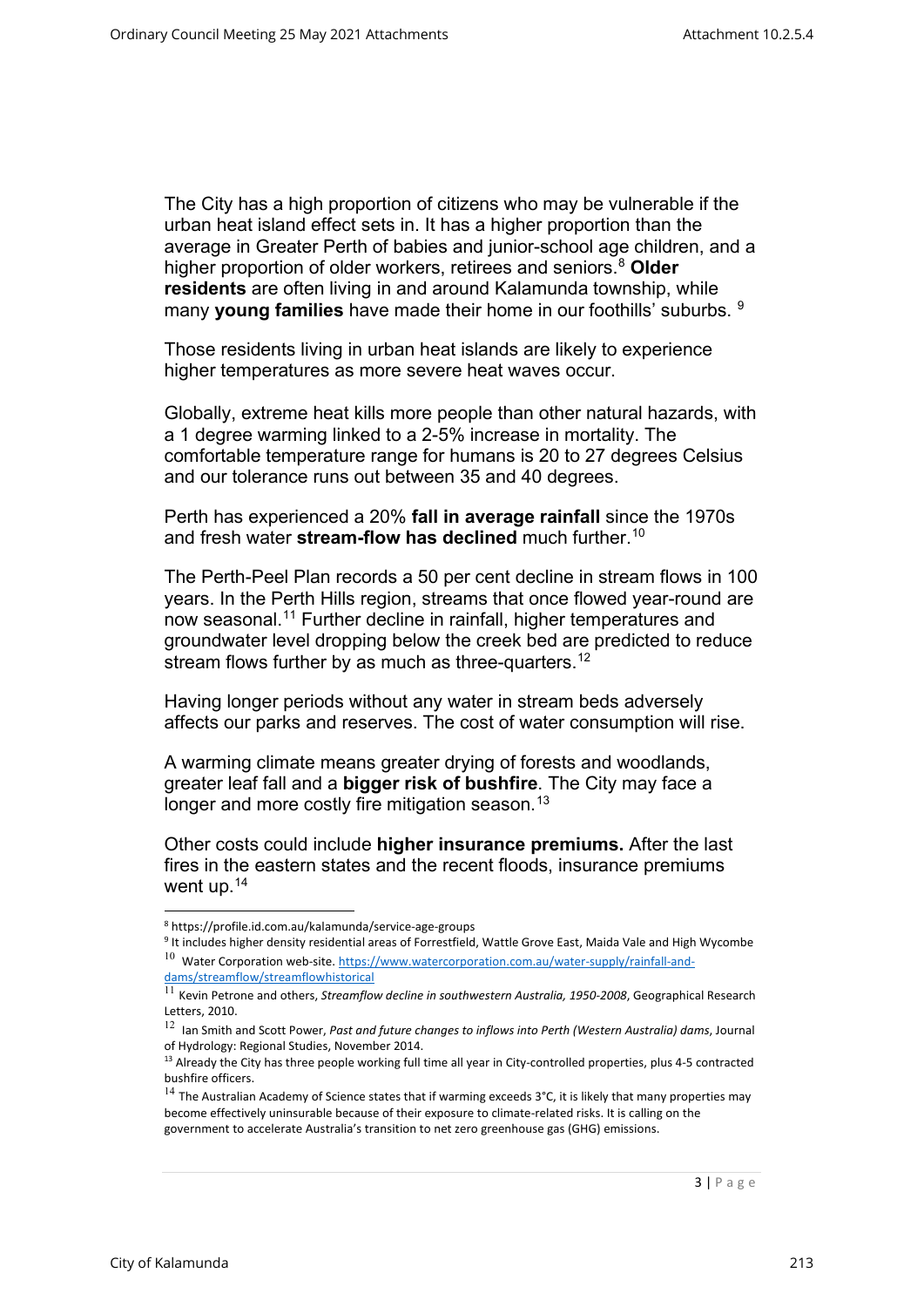The City has a high proportion of citizens who may be vulnerable if the urban heat island effect sets in. It has a higher proportion than the average in Greater Perth of babies and junior-school age children, and a higher proportion of older workers, retirees and seniors.[8] **Older residents** are often living in and around Kalamunda township, while many **young families** have made their home in our foothills' suburbs. [9]

Those residents living in urban heat islands are likely to experience higher temperatures as more severe heat waves occur.

Globally, extreme heat kills more people than other natural hazards, with a 1 degree warming linked to a 2-5% increase in mortality. The comfortable temperature range for humans is 20 to 27 degrees Celsius and our tolerance runs out between 35 and 40 degrees.

Perth has experienced a 20% **fall in average rainfall** since the 1970s and fresh water **stream-flow has declined** much further.[10]

The Perth-Peel Plan records a 50 per cent decline in stream flows in 100 years. In the Perth Hills region, streams that once flowed year-round are now seasonal.[11] Further decline in rainfall, higher temperatures and groundwater level dropping below the creek bed are predicted to reduce stream flows further by as much as three-quarters.[12]

Having longer periods without any water in stream beds adversely affects our parks and reserves. The cost of water consumption will rise.

A warming climate means greater drying of forests and woodlands, greater leaf fall and a **bigger risk of bushfire**. The City may face a longer and more costly fire mitigation season.[13]

Other costs could include **higher insurance premiums.** After the last fires in the eastern states and the recent floods, insurance premiums went up.[14]

---

[8] https://profile.id.com.au/kalamunda/service-age-groups

[9] It includes higher density residential areas of Forrestfield, Wattle Grove East, Maida Vale and High Wycombe

[10] Water Corporation web-site. https://www.watercorporation.com.au/water-supply/rainfall-and-dams/streamflow/streamflowhistorical

[11] Kevin Petrone and others, *Streamflow decline in southwestern Australia, 1950-2008*, Geographical Research Letters, 2010.

[12] Ian Smith and Scott Power, *Past and future changes to inflows into Perth (Western Australia) dams*, Journal of Hydrology: Regional Studies, November 2014.

[13] Already the City has three people working full time all year in City-controlled properties, plus 4-5 contracted bushfire officers.

[14] The Australian Academy of Science states that if warming exceeds 3°C, it is likely that many properties may become effectively uninsurable because of their exposure to climate-related risks. It is calling on the government to accelerate Australia's transition to net zero greenhouse gas (GHG) emissions.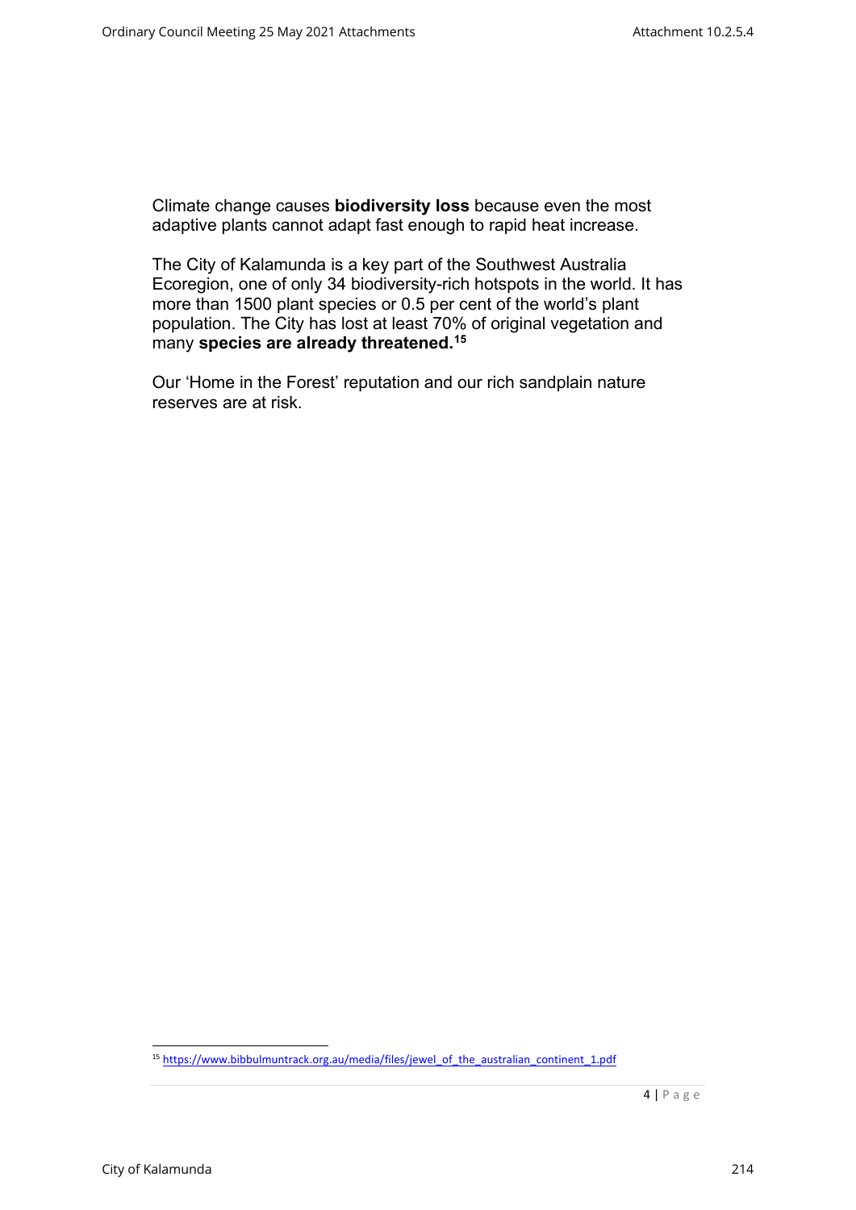Climate change causes **biodiversity loss** because even the most adaptive plants cannot adapt fast enough to rapid heat increase.

The City of Kalamunda is a key part of the Southwest Australia Ecoregion, one of only 34 biodiversity-rich hotspots in the world. It has more than 1500 plant species or 0.5 per cent of the world's plant population. The City has lost at least 70% of original vegetation and many **species are already threatened.**[15]

Our 'Home in the Forest' reputation and our rich sandplain nature reserves are at risk.

[15] https://www.bibbulmuntrack.org.au/media/files/jewel_of_the_australian_continent_1.pdf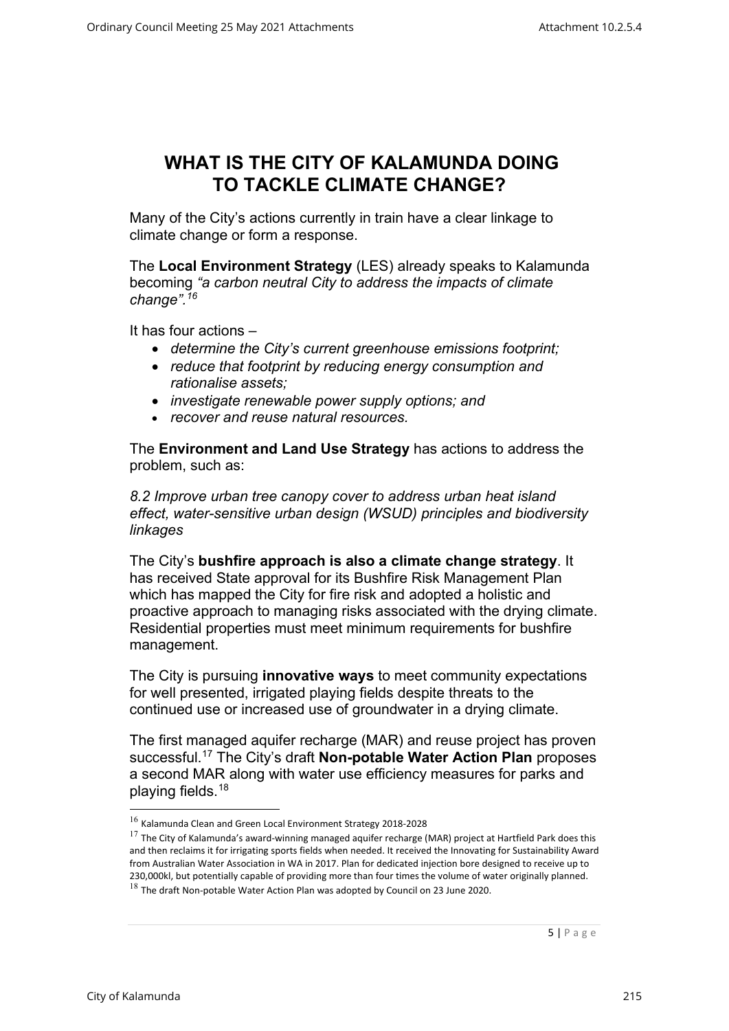# WHAT IS THE CITY OF KALAMUNDA DOING TO TACKLE CLIMATE CHANGE?

Many of the City's actions currently in train have a clear linkage to climate change or form a response.

The **Local Environment Strategy** (LES) already speaks to Kalamunda becoming *"a carbon neutral City to address the impacts of climate change".*[16]

It has four actions –

- *determine the City's current greenhouse emissions footprint;*
- *reduce that footprint by reducing energy consumption and rationalise assets;*
- *investigate renewable power supply options; and*
- *recover and reuse natural resources.*

The **Environment and Land Use Strategy** has actions to address the problem, such as:

*8.2 Improve urban tree canopy cover to address urban heat island effect, water-sensitive urban design (WSUD) principles and biodiversity linkages*

The City's **bushfire approach is also a climate change strategy**. It has received State approval for its Bushfire Risk Management Plan which has mapped the City for fire risk and adopted a holistic and proactive approach to managing risks associated with the drying climate. Residential properties must meet minimum requirements for bushfire management.

The City is pursuing **innovative ways** to meet community expectations for well presented, irrigated playing fields despite threats to the continued use or increased use of groundwater in a drying climate.

The first managed aquifer recharge (MAR) and reuse project has proven successful.[17] The City's draft **Non-potable Water Action Plan** proposes a second MAR along with water use efficiency measures for parks and playing fields.[18]

---

[16] Kalamunda Clean and Green Local Environment Strategy 2018-2028

[17] The City of Kalamunda's award-winning managed aquifer recharge (MAR) project at Hartfield Park does this and then reclaims it for irrigating sports fields when needed. It received the Innovating for Sustainability Award from Australian Water Association in WA in 2017. Plan for dedicated injection bore designed to receive up to 230,000kl, but potentially capable of providing more than four times the volume of water originally planned.

[18] The draft Non-potable Water Action Plan was adopted by Council on 23 June 2020.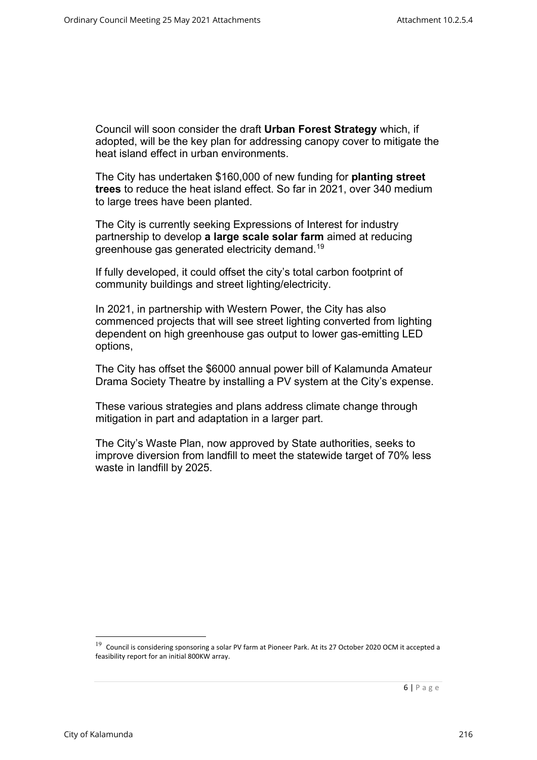Council will soon consider the draft **Urban Forest Strategy** which, if adopted, will be the key plan for addressing canopy cover to mitigate the heat island effect in urban environments.

The City has undertaken $160,000 of new funding for **planting street trees** to reduce the heat island effect. So far in 2021, over 340 medium to large trees have been planted.

The City is currently seeking Expressions of Interest for industry partnership to develop **a large scale solar farm** aimed at reducing greenhouse gas generated electricity demand.[19]

If fully developed, it could offset the city's total carbon footprint of community buildings and street lighting/electricity.

In 2021, in partnership with Western Power, the City has also commenced projects that will see street lighting converted from lighting dependent on high greenhouse gas output to lower gas-emitting LED options,

The City has offset the $6000 annual power bill of Kalamunda Amateur Drama Society Theatre by installing a PV system at the City's expense.

These various strategies and plans address climate change through mitigation in part and adaptation in a larger part.

The City's Waste Plan, now approved by State authorities, seeks to improve diversion from landfill to meet the statewide target of 70% less waste in landfill by 2025.

---

[19] Council is considering sponsoring a solar PV farm at Pioneer Park. At its 27 October 2020 OCM it accepted a feasibility report for an initial 800KW array.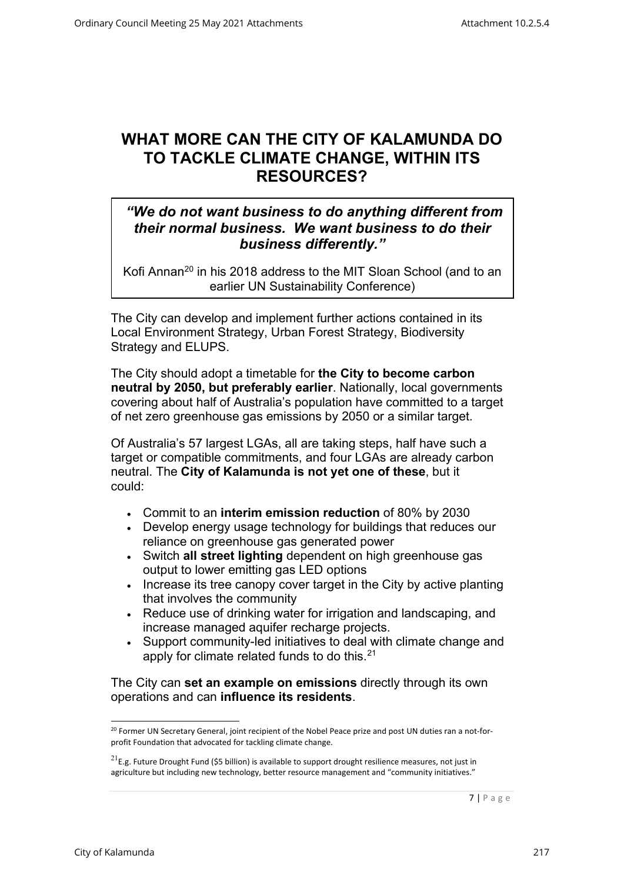# WHAT MORE CAN THE CITY OF KALAMUNDA DO TO TACKLE CLIMATE CHANGE, WITHIN ITS RESOURCES?

> ***"We do not want business to do anything different from their normal business. We want business to do their business differently."***
>
> Kofi Annan[20] in his 2018 address to the MIT Sloan School (and to an earlier UN Sustainability Conference)

The City can develop and implement further actions contained in its Local Environment Strategy, Urban Forest Strategy, Biodiversity Strategy and ELUPS.

The City should adopt a timetable for **the City to become carbon neutral by 2050, but preferably earlier**. Nationally, local governments covering about half of Australia's population have committed to a target of net zero greenhouse gas emissions by 2050 or a similar target.

Of Australia's 57 largest LGAs, all are taking steps, half have such a target or compatible commitments, and four LGAs are already carbon neutral. The **City of Kalamunda is not yet one of these**, but it could:

- Commit to an **interim emission reduction** of 80% by 2030
- Develop energy usage technology for buildings that reduces our reliance on greenhouse gas generated power
- Switch **all street lighting** dependent on high greenhouse gas output to lower emitting gas LED options
- Increase its tree canopy cover target in the City by active planting that involves the community
- Reduce use of drinking water for irrigation and landscaping, and increase managed aquifer recharge projects.
- Support community-led initiatives to deal with climate change and apply for climate related funds to do this.[21]

The City can **set an example on emissions** directly through its own operations and can **influence its residents**.

---

[20] Former UN Secretary General, joint recipient of the Nobel Peace prize and post UN duties ran a not-for-profit Foundation that advocated for tackling climate change.

[21] E.g. Future Drought Fund ($5 billion) is available to support drought resilience measures, not just in agriculture but including new technology, better resource management and "community initiatives."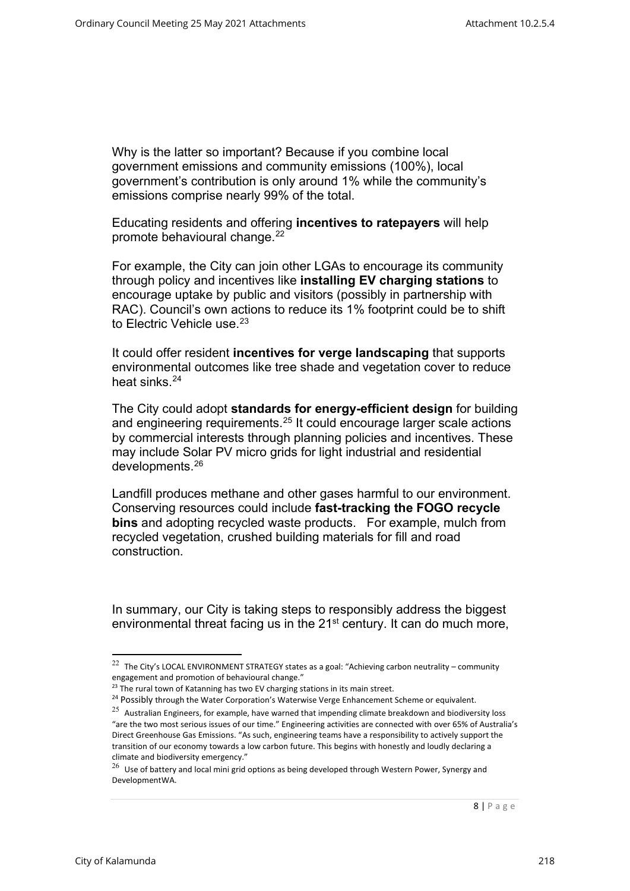Why is the latter so important? Because if you combine local government emissions and community emissions (100%), local government's contribution is only around 1% while the community's emissions comprise nearly 99% of the total.

Educating residents and offering **incentives to ratepayers** will help promote behavioural change.[22]

For example, the City can join other LGAs to encourage its community through policy and incentives like **installing EV charging stations** to encourage uptake by public and visitors (possibly in partnership with RAC). Council's own actions to reduce its 1% footprint could be to shift to Electric Vehicle use.[23]

It could offer resident **incentives for verge landscaping** that supports environmental outcomes like tree shade and vegetation cover to reduce heat sinks.[24]

The City could adopt **standards for energy-efficient design** for building and engineering requirements.[25] It could encourage larger scale actions by commercial interests through planning policies and incentives. These may include Solar PV micro grids for light industrial and residential developments.[26]

Landfill produces methane and other gases harmful to our environment. Conserving resources could include **fast-tracking the FOGO recycle bins** and adopting recycled waste products. For example, mulch from recycled vegetation, crushed building materials for fill and road construction.

In summary, our City is taking steps to responsibly address the biggest environmental threat facing us in the 21st century. It can do much more,

---

[22] The City's LOCAL ENVIRONMENT STRATEGY states as a goal: "Achieving carbon neutrality – community engagement and promotion of behavioural change."

[23] The rural town of Katanning has two EV charging stations in its main street.

[24] Possibly through the Water Corporation's Waterwise Verge Enhancement Scheme or equivalent.

[25] Australian Engineers, for example, have warned that impending climate breakdown and biodiversity loss "are the two most serious issues of our time." Engineering activities are connected with over 65% of Australia's Direct Greenhouse Gas Emissions. "As such, engineering teams have a responsibility to actively support the transition of our economy towards a low carbon future. This begins with honestly and loudly declaring a climate and biodiversity emergency."

[26] Use of battery and local mini grid options as being developed through Western Power, Synergy and DevelopmentWA.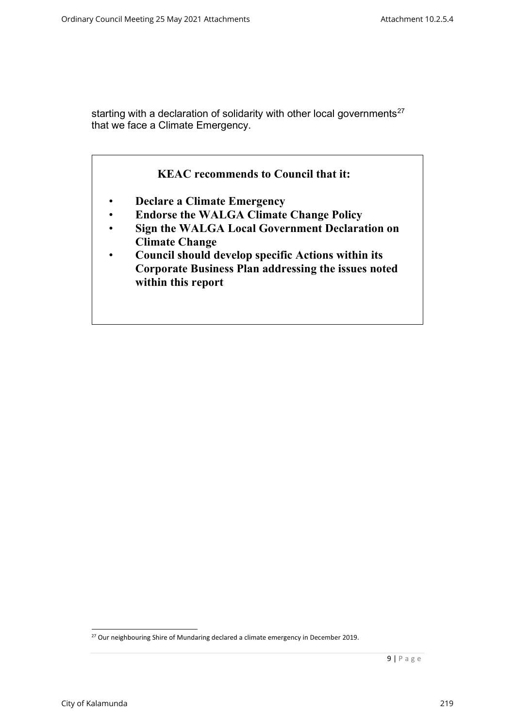starting with a declaration of solidarity with other local governments[27] that we face a Climate Emergency.

**KEAC recommends to Council that it:**

- **Declare a Climate Emergency**
- **Endorse the WALGA Climate Change Policy**
- **Sign the WALGA Local Government Declaration on Climate Change**
- **Council should develop specific Actions within its Corporate Business Plan addressing the issues noted within this report**

[27] Our neighbouring Shire of Mundaring declared a climate emergency in December 2019.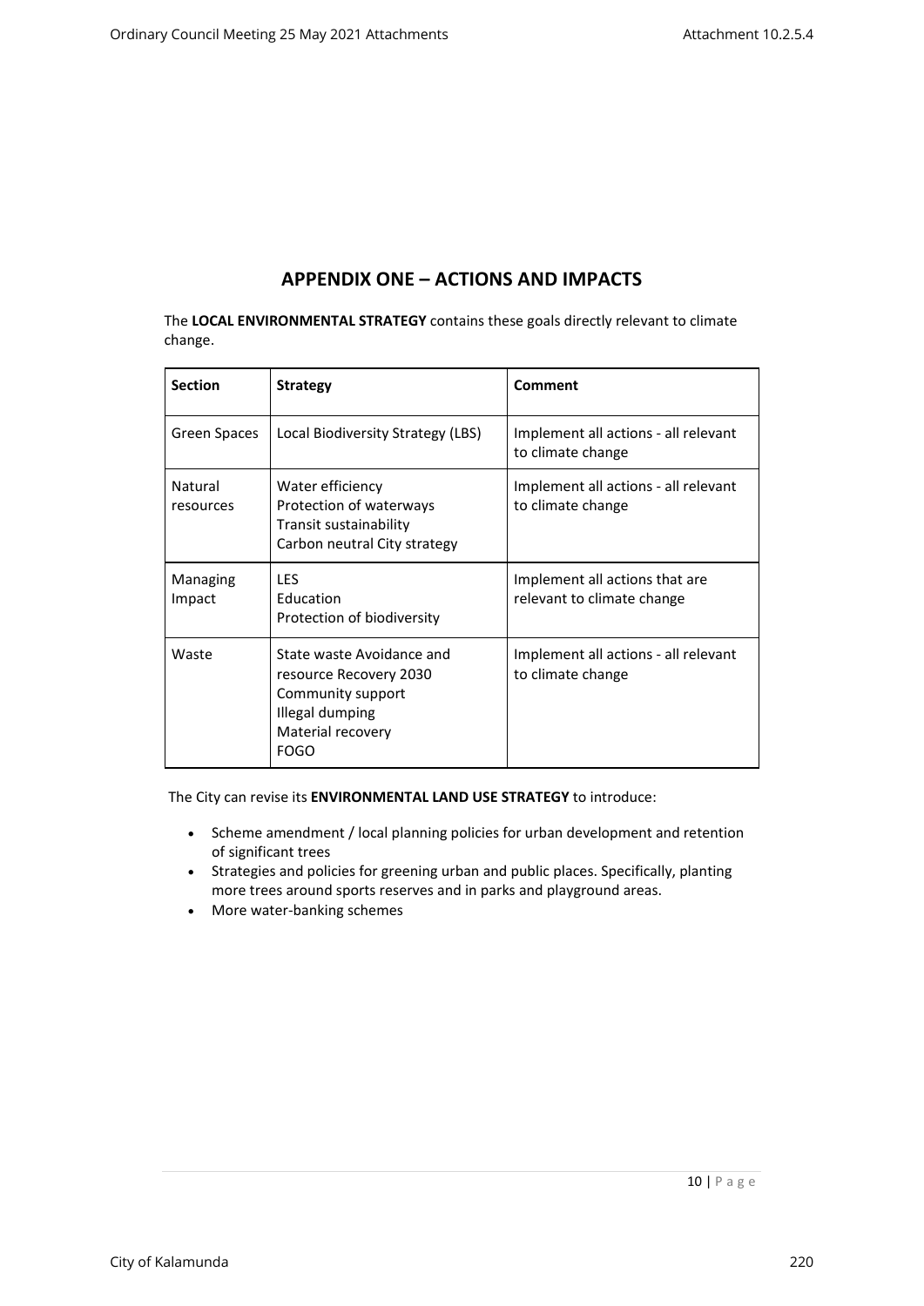## APPENDIX ONE – ACTIONS AND IMPACTS

The **LOCAL ENVIRONMENTAL STRATEGY** contains these goals directly relevant to climate change.

| Section | Strategy | Comment |
|---|---|---|
| Green Spaces | Local Biodiversity Strategy (LBS) | Implement all actions - all relevant to climate change |
| Natural resources | Water efficiency<br>Protection of waterways<br>Transit sustainability<br>Carbon neutral City strategy | Implement all actions - all relevant to climate change |
| Managing Impact | LES<br>Education<br>Protection of biodiversity | Implement all actions that are relevant to climate change |
| Waste | State waste Avoidance and resource Recovery 2030<br>Community support<br>Illegal dumping<br>Material recovery<br>FOGO | Implement all actions - all relevant to climate change |

The City can revise its **ENVIRONMENTAL LAND USE STRATEGY** to introduce:

- Scheme amendment / local planning policies for urban development and retention of significant trees
- Strategies and policies for greening urban and public places. Specifically, planting more trees around sports reserves and in parks and playground areas.
- More water-banking schemes